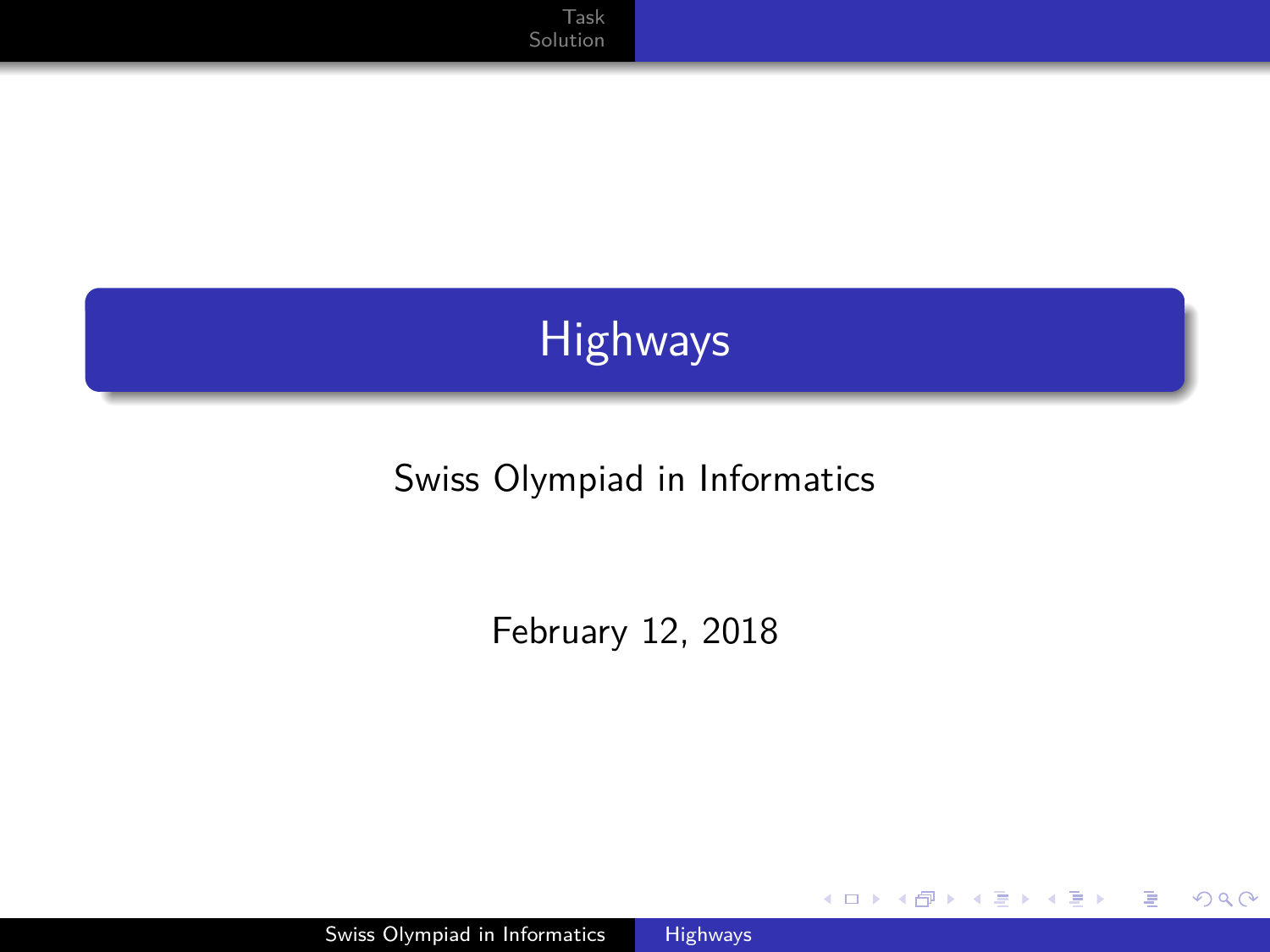# Highways

Swiss Olympiad in Informatics

February 12, 2018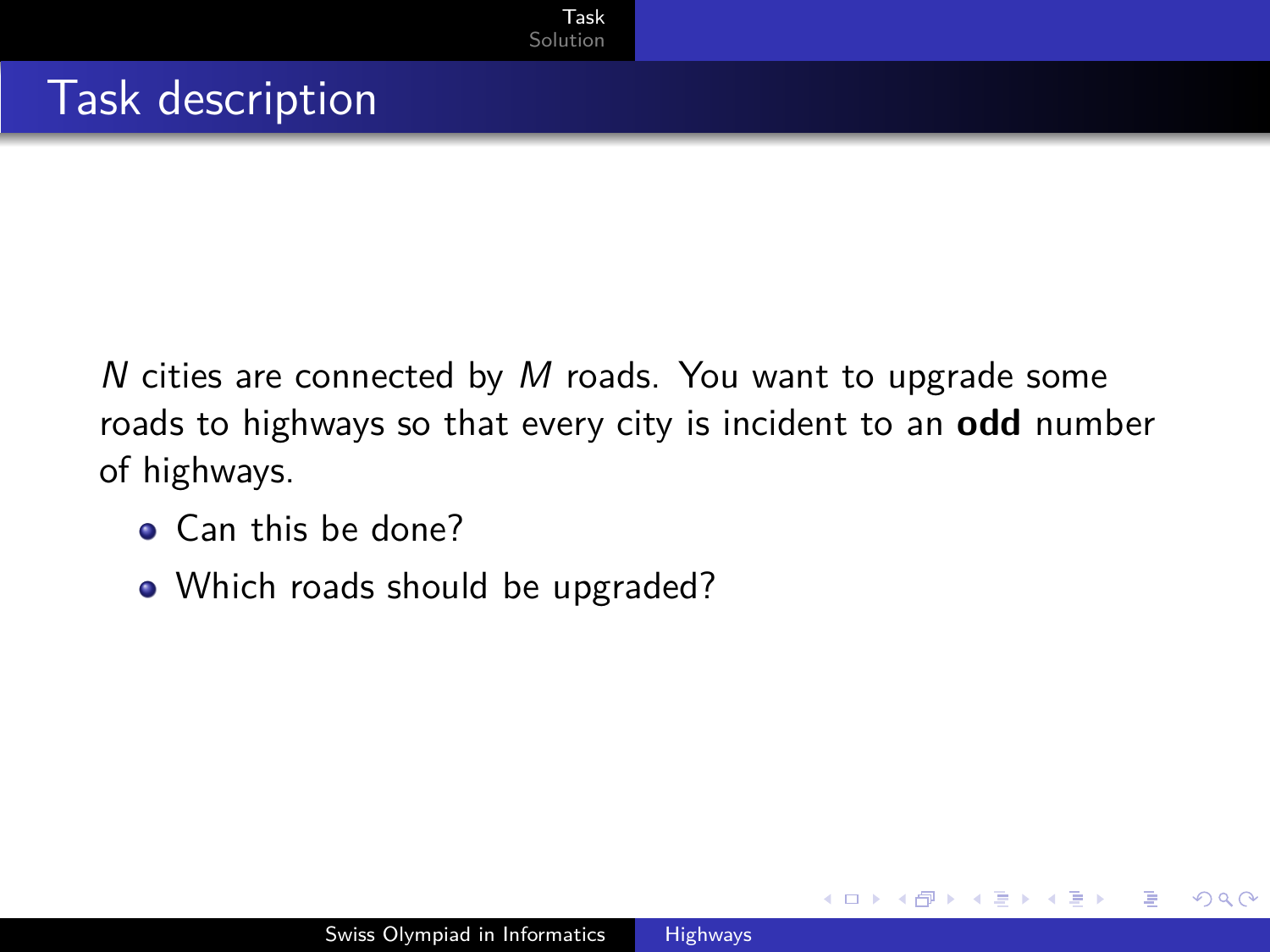# Task description

$N$ cities are connected by $M$ roads. You want to upgrade some roads to highways so that every city is incident to an **odd** number of highways.

- Can this be done?
- Which roads should be upgraded?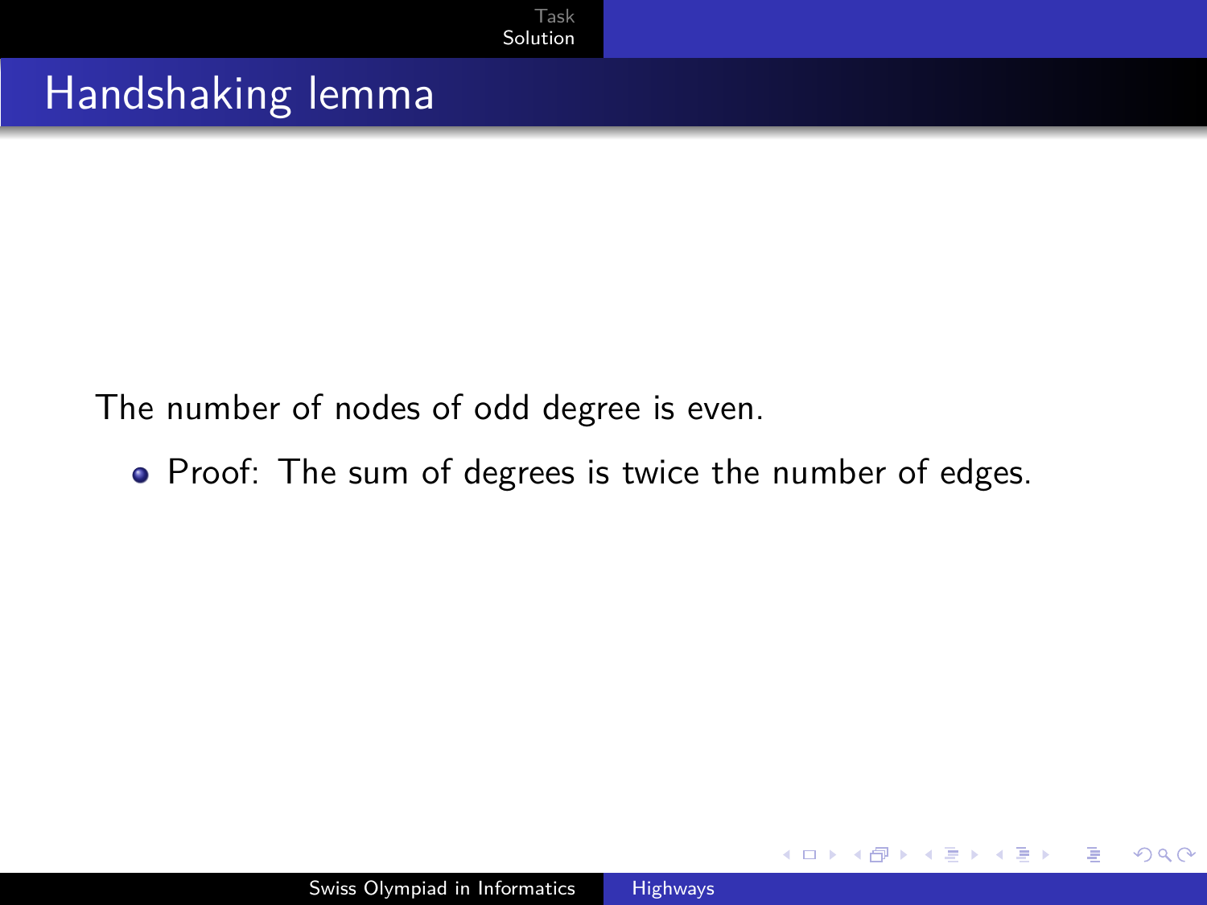# Handshaking lemma

The number of nodes of odd degree is even.

- Proof: The sum of degrees is twice the number of edges.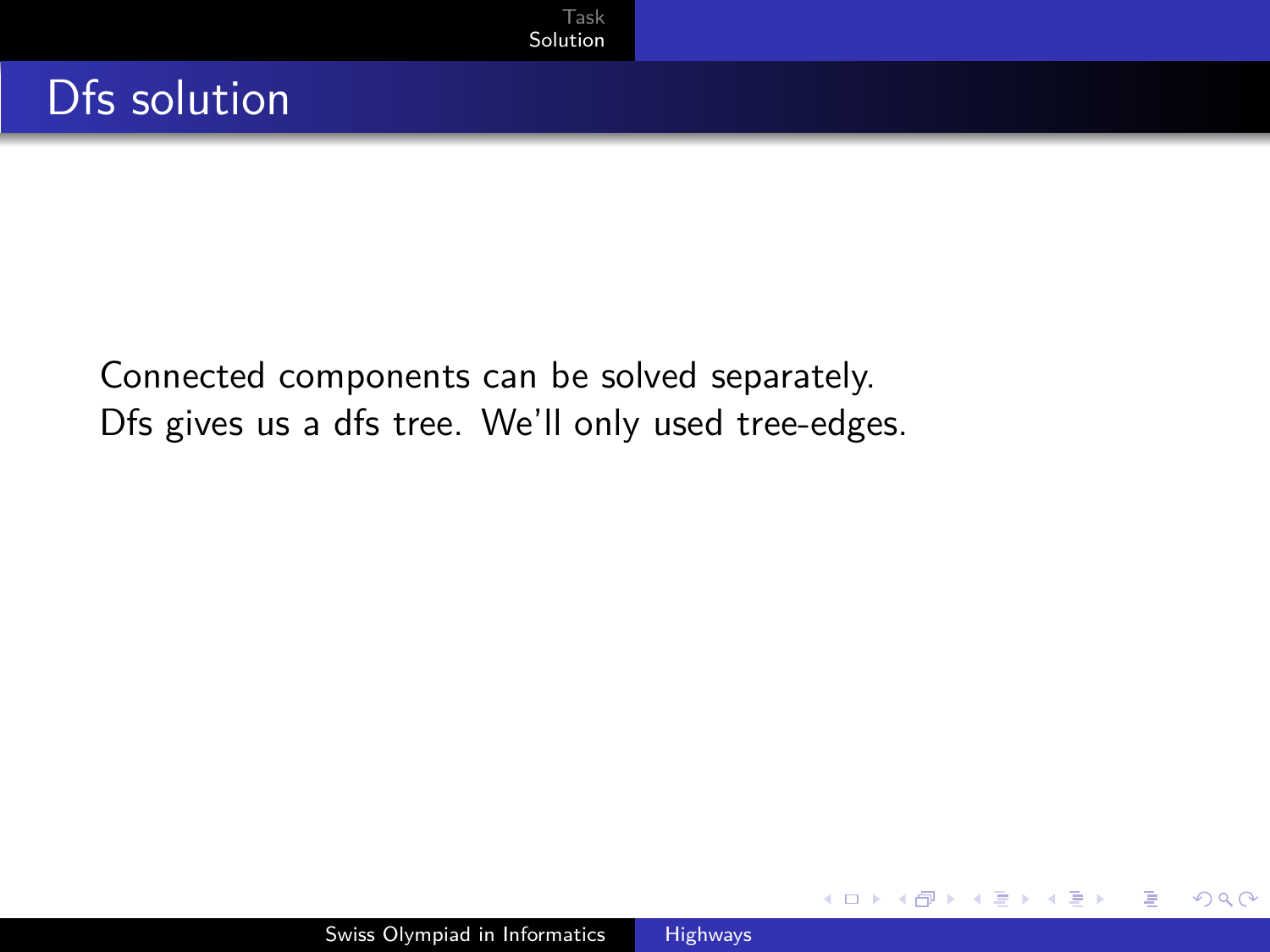# Dfs solution

Connected components can be solved separately.
Dfs gives us a dfs tree. We'll only used tree-edges.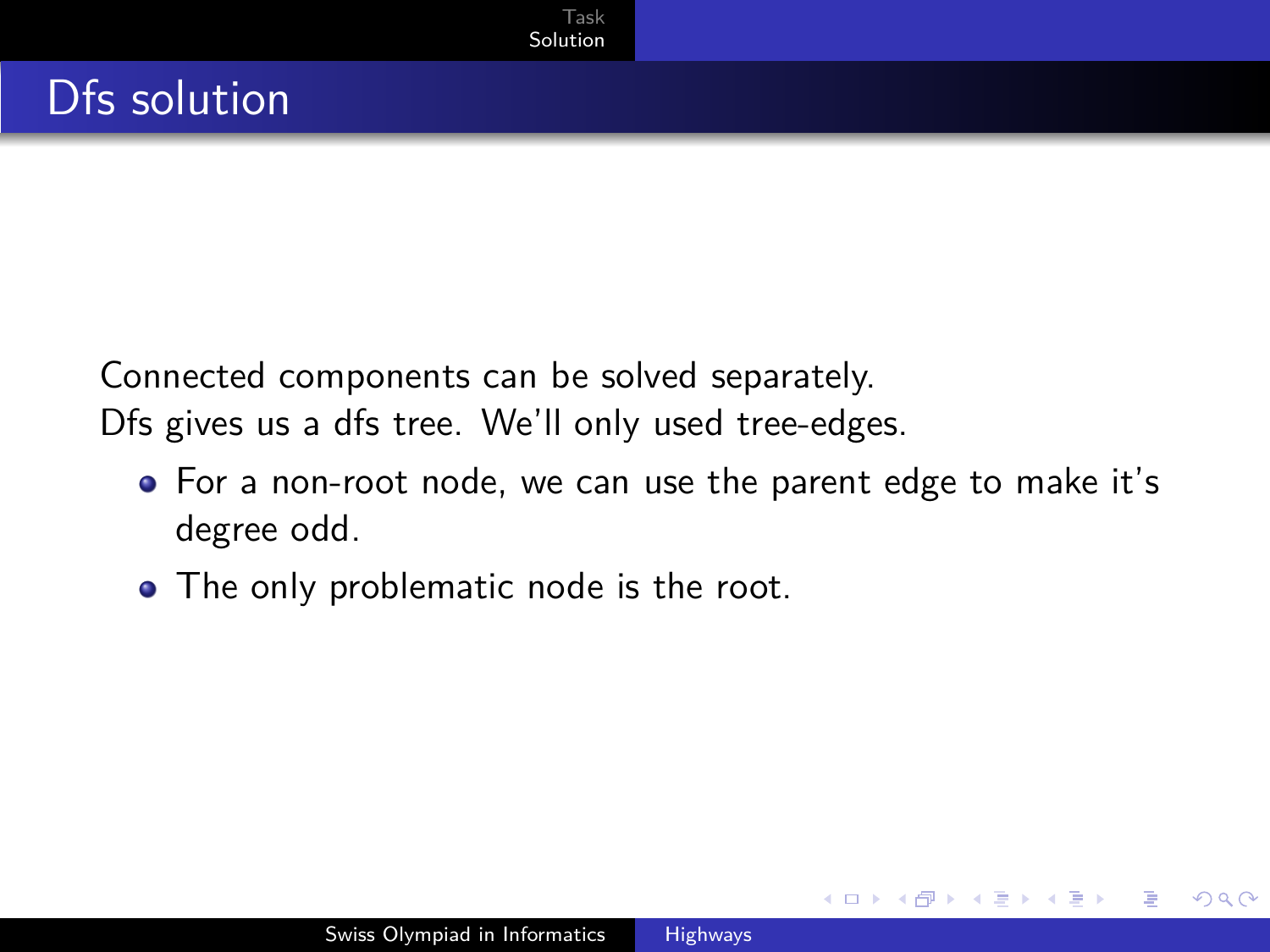# Dfs solution

Connected components can be solved separately.
Dfs gives us a dfs tree. We'll only used tree-edges.

- For a non-root node, we can use the parent edge to make it's degree odd.
- The only problematic node is the root.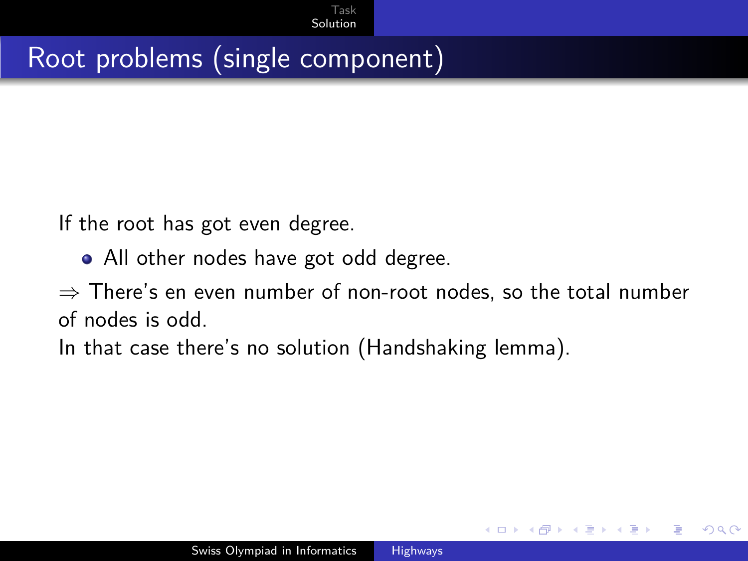# Root problems (single component)

If the root has got even degree.

- All other nodes have got odd degree.

$\Rightarrow$ There's en even number of non-root nodes, so the total number of nodes is odd.

In that case there's no solution (Handshaking lemma).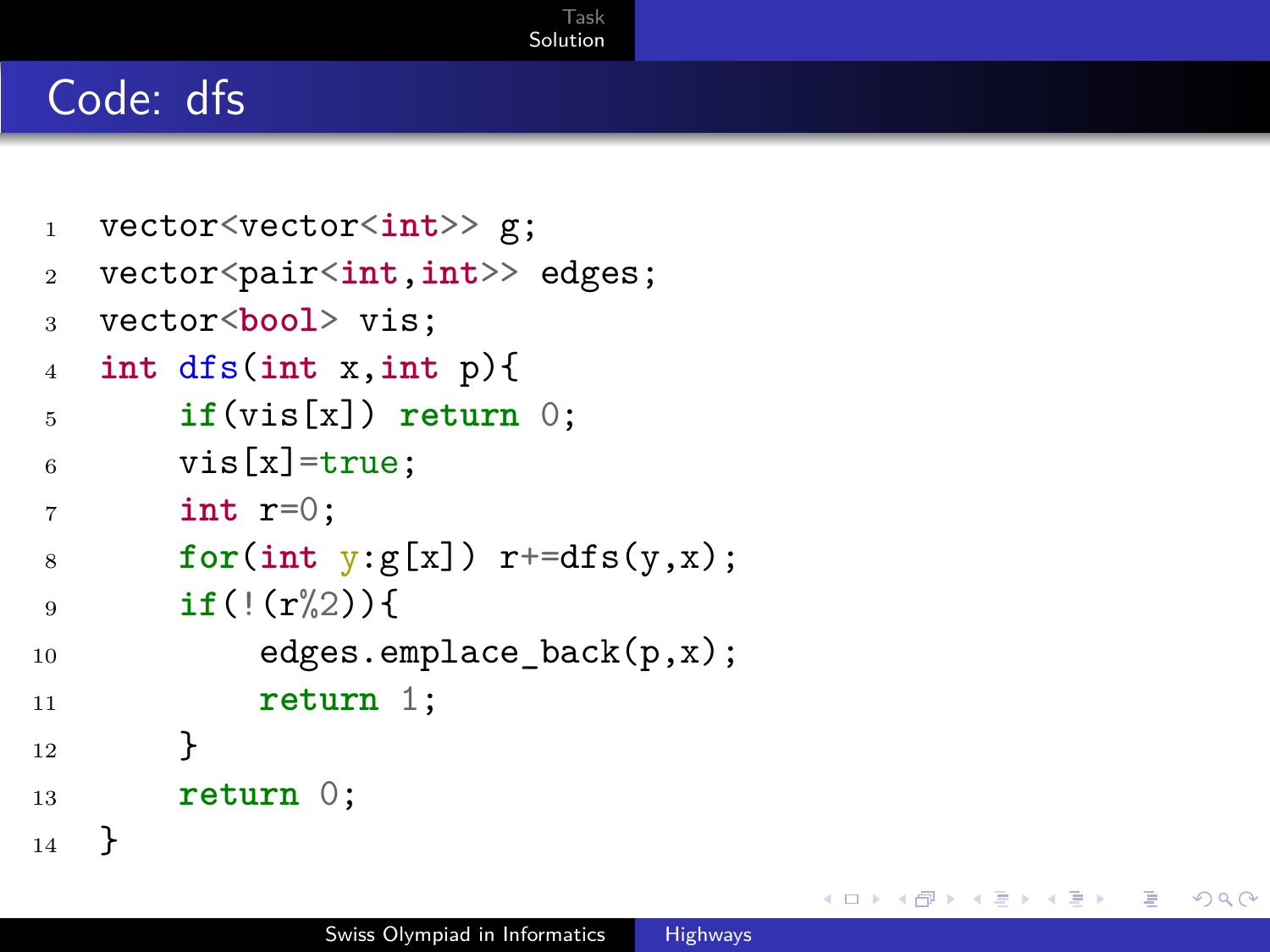# Code: dfs

```cpp
vector<vector<int>> g;
vector<pair<int,int>> edges;
vector<bool> vis;
int dfs(int x,int p){
    if(vis[x]) return 0;
    vis[x]=true;
    int r=0;
    for(int y:g[x]) r+=dfs(y,x);
    if(!(r%2)){
        edges.emplace_back(p,x);
        return 1;
    }
    return 0;
}
```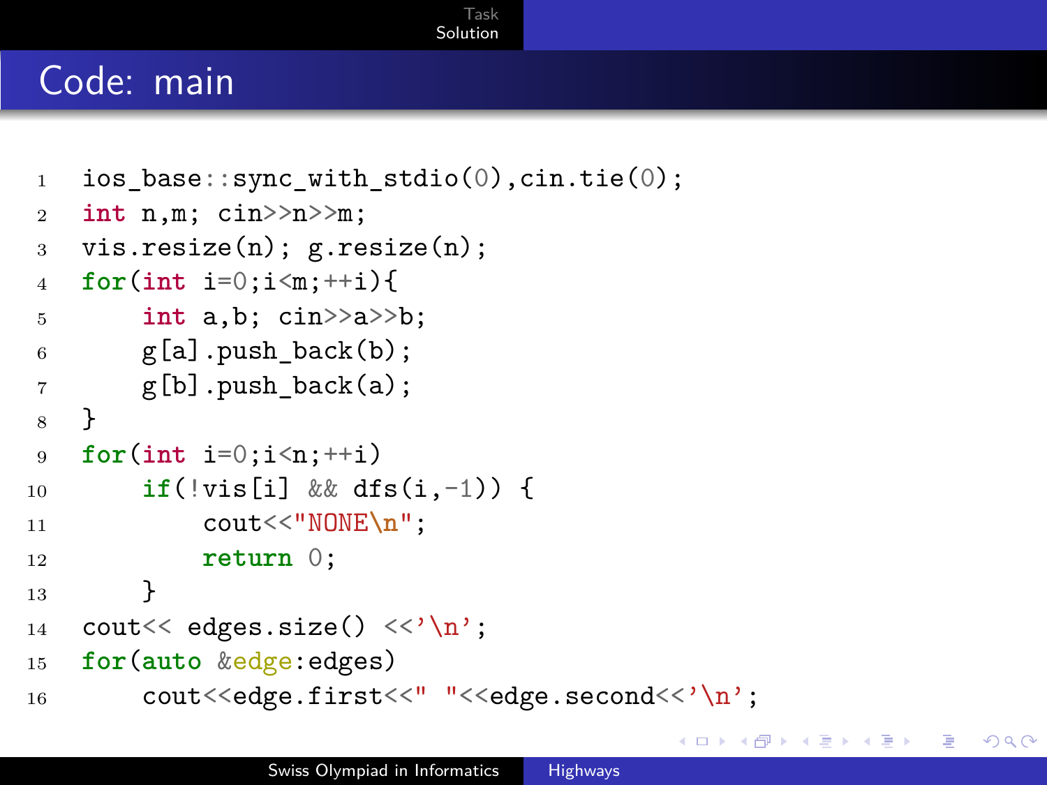# Code: main

```
ios_base::sync_with_stdio(0),cin.tie(0);
int n,m; cin>>n>>m;
vis.resize(n); g.resize(n);
for(int i=0;i<m;++i){
    int a,b; cin>>a>>b;
    g[a].push_back(b);
    g[b].push_back(a);
}
for(int i=0;i<n;++i)
    if(!vis[i] && dfs(i,-1)) {
        cout<<"NONE\n";
        return 0;
    }
cout<< edges.size() <<'\n';
for(auto &edge:edges)
    cout<<edge.first<<" "<<edge.second<<'\n';
```